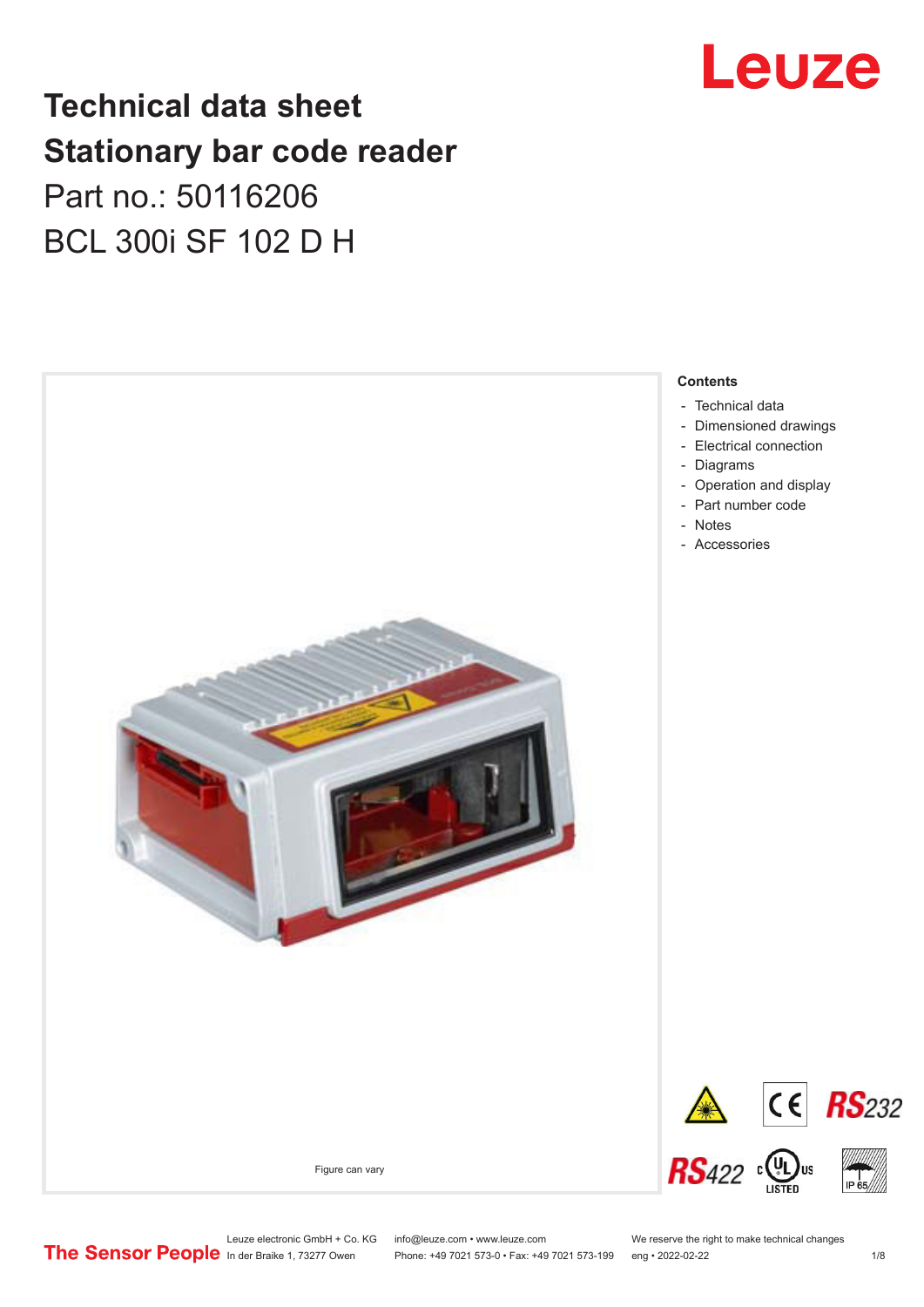# Technical data sheet
# Stationary bar code reader

Part no.: 50116206

BCL 300i SF 102 D H

Figure can vary

**Contents**

- Technical data
- Dimensioned drawings
- Electrical connection
- Diagrams
- Operation and display
- Part number code
- Notes
- Accessories

Leuze electronic GmbH + Co. KG
In der Braike 1, 73277 Owen

info@leuze.com • www.leuze.com
Phone: +49 7021 573-0 • Fax: +49 7021 573-199

We reserve the right to make technical changes
eng • 2022-02-22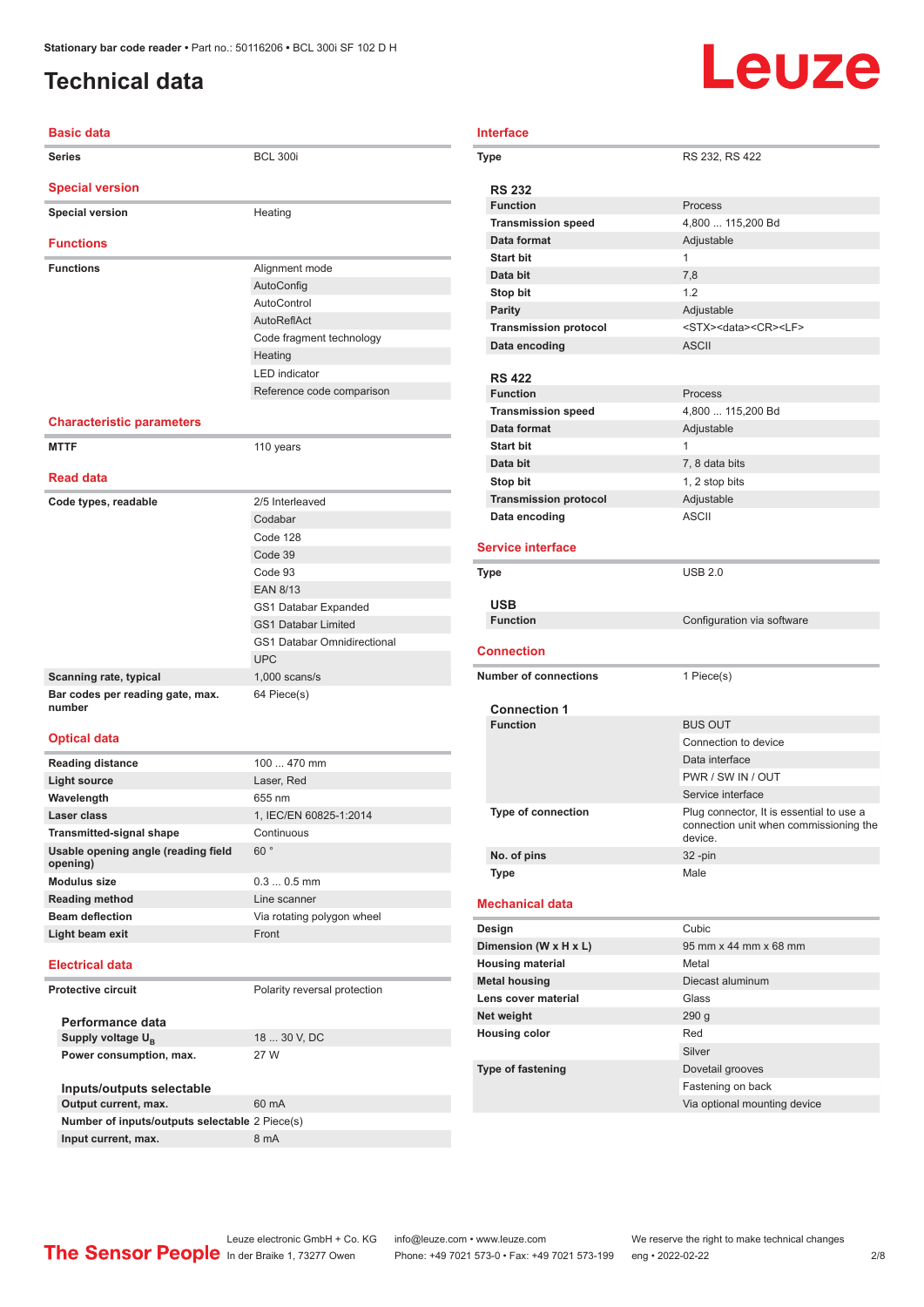# Technical data

## Basic data

| | |
|---|---|
| **Series** | BCL 300i |

## Special version

| | |
|---|---|
| **Special version** | Heating |

## Functions

| | |
|---|---|
| **Functions** | Alignment mode |
| | AutoConfig |
| | AutoControl |
| | AutoReflAct |
| | Code fragment technology |
| | Heating |
| | LED indicator |
| | Reference code comparison |

## Characteristic parameters

| | |
|---|---|
| **MTTF** | 110 years |

## Read data

| | |
|---|---|
| **Code types, readable** | 2/5 Interleaved |
| | Codabar |
| | Code 128 |
| | Code 39 |
| | Code 93 |
| | EAN 8/13 |
| | GS1 Databar Expanded |
| | GS1 Databar Limited |
| | GS1 Databar Omnidirectional |
| | UPC |
| **Scanning rate, typical** | 1,000 scans/s |
| **Bar codes per reading gate, max. number** | 64 Piece(s) |

## Optical data

| | |
|---|---|
| **Reading distance** | 100 ... 470 mm |
| **Light source** | Laser, Red |
| **Wavelength** | 655 nm |
| **Laser class** | 1, IEC/EN 60825-1:2014 |
| **Transmitted-signal shape** | Continuous |
| **Usable opening angle (reading field opening)** | 60 ° |
| **Modulus size** | 0.3 ... 0.5 mm |
| **Reading method** | Line scanner |
| **Beam deflection** | Via rotating polygon wheel |
| **Light beam exit** | Front |

## Electrical data

| | |
|---|---|
| **Protective circuit** | Polarity reversal protection |

### Performance data

| | |
|---|---|
| **Supply voltage $U_B$** | 18 ... 30 V, DC |
| **Power consumption, max.** | 27 W |

### Inputs/outputs selectable

| | |
|---|---|
| **Output current, max.** | 60 mA |
| **Number of inputs/outputs selectable** | 2 Piece(s) |
| **Input current, max.** | 8 mA |

## Interface

| | |
|---|---|
| **Type** | RS 232, RS 422 |

### RS 232

| | |
|---|---|
| **Function** | Process |
| **Transmission speed** | 4,800 ... 115,200 Bd |
| **Data format** | Adjustable |
| **Start bit** | 1 |
| **Data bit** | 7,8 |
| **Stop bit** | 1.2 |
| **Parity** | Adjustable |
| **Transmission protocol** | <STX><data><CR><LF> |
| **Data encoding** | ASCII |

### RS 422

| | |
|---|---|
| **Function** | Process |
| **Transmission speed** | 4,800 ... 115,200 Bd |
| **Data format** | Adjustable |
| **Start bit** | 1 |
| **Data bit** | 7, 8 data bits |
| **Stop bit** | 1, 2 stop bits |
| **Transmission protocol** | Adjustable |
| **Data encoding** | ASCII |

## Service interface

| | |
|---|---|
| **Type** | USB 2.0 |

### USB

| | |
|---|---|
| **Function** | Configuration via software |

## Connection

| | |
|---|---|
| **Number of connections** | 1 Piece(s) |

### Connection 1

| | |
|---|---|
| **Function** | BUS OUT |
| | Connection to device |
| | Data interface |
| | PWR / SW IN / OUT |
| | Service interface |
| **Type of connection** | Plug connector, It is essential to use a connection unit when commissioning the device. |
| **No. of pins** | 32 -pin |
| **Type** | Male |

## Mechanical data

| | |
|---|---|
| **Design** | Cubic |
| **Dimension (W x H x L)** | 95 mm x 44 mm x 68 mm |
| **Housing material** | Metal |
| **Metal housing** | Diecast aluminum |
| **Lens cover material** | Glass |
| **Net weight** | 290 g |
| **Housing color** | Red |
| | Silver |
| **Type of fastening** | Dovetail grooves |
| | Fastening on back |
| | Via optional mounting device |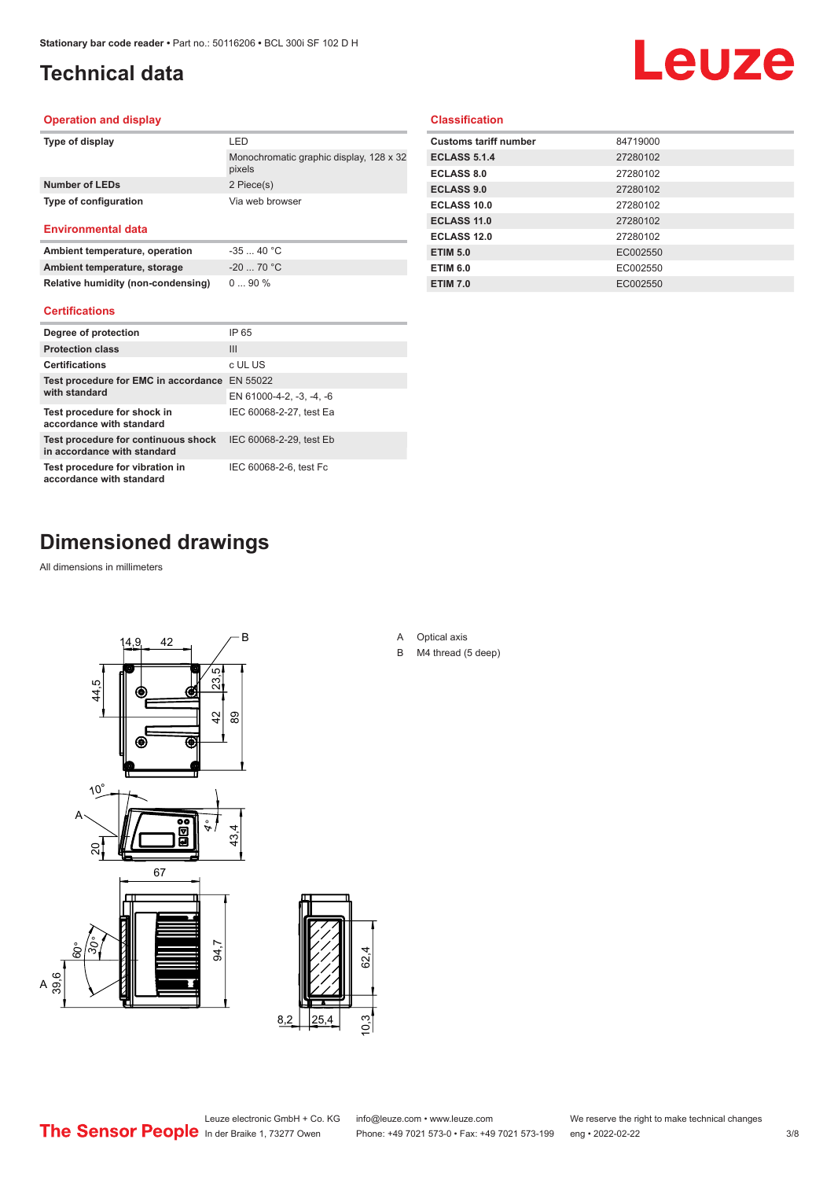# Technical data

## Operation and display

| | |
|---|---|
| **Type of display** | LED |
| | Monochromatic graphic display, 128 x 32 pixels |
| **Number of LEDs** | 2 Piece(s) |
| **Type of configuration** | Via web browser |

## Environmental data

| | |
|---|---|
| **Ambient temperature, operation** | -35 ... 40 °C |
| **Ambient temperature, storage** | -20 ... 70 °C |
| **Relative humidity (non-condensing)** | 0 ... 90 % |

## Certifications

| | |
|---|---|
| **Degree of protection** | IP 65 |
| **Protection class** | III |
| **Certifications** | c UL US |
| **Test procedure for EMC in accordance with standard** | EN 55022 |
| | EN 61000-4-2, -3, -4, -6 |
| **Test procedure for shock in accordance with standard** | IEC 60068-2-27, test Ea |
| **Test procedure for continuous shock in accordance with standard** | IEC 60068-2-29, test Eb |
| **Test procedure for vibration in accordance with standard** | IEC 60068-2-6, test Fc |

## Classification

| | |
|---|---|
| **Customs tariff number** | 84719000 |
| **ECLASS 5.1.4** | 27280102 |
| **ECLASS 8.0** | 27280102 |
| **ECLASS 9.0** | 27280102 |
| **ECLASS 10.0** | 27280102 |
| **ECLASS 11.0** | 27280102 |
| **ECLASS 12.0** | 27280102 |
| **ETIM 5.0** | EC002550 |
| **ETIM 6.0** | EC002550 |
| **ETIM 7.0** | EC002550 |

# Dimensioned drawings

All dimensions in millimeters

A Optical axis

B M4 thread (5 deep)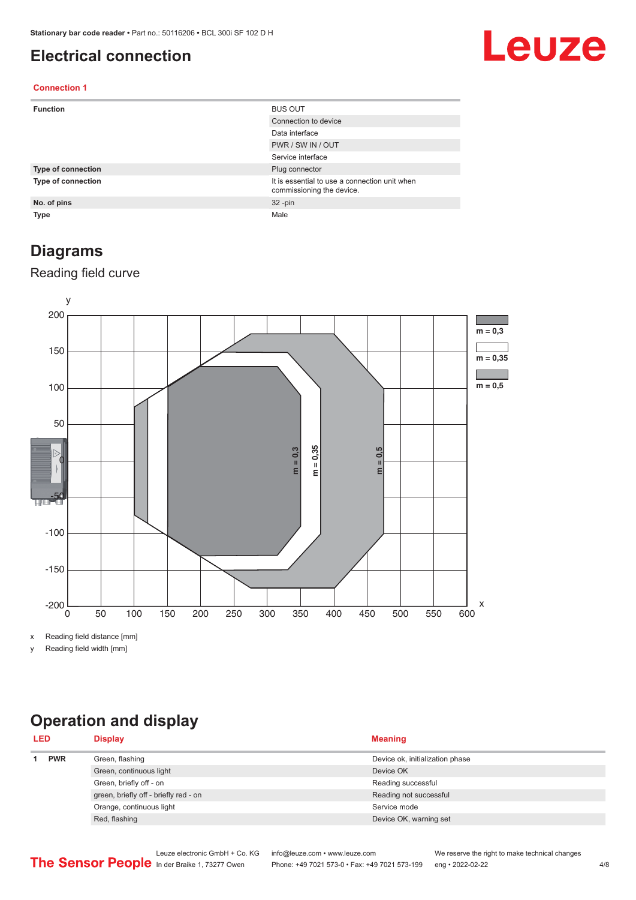# Electrical connection

### Connection 1

| | |
|---|---|
| **Function** | BUS OUT |
| | Connection to device |
| | Data interface |
| | PWR / SW IN / OUT |
| | Service interface |
| **Type of connection** | Plug connector |
| **Type of connection** | It is essential to use a connection unit when commissioning the device. |
| **No. of pins** | 32 -pin |
| **Type** | Male |

# Diagrams

## Reading field curve

x Reading field distance [mm]

y Reading field width [mm]

# Operation and display

| LED | | Display | Meaning |
|---|---|---|---|
| 1 | PWR | Green, flashing | Device ok, initialization phase |
| | | Green, continuous light | Device OK |
| | | Green, briefly off - on | Reading successful |
| | | green, briefly off - briefly red - on | Reading not successful |
| | | Orange, continuous light | Service mode |
| | | Red, flashing | Device OK, warning set |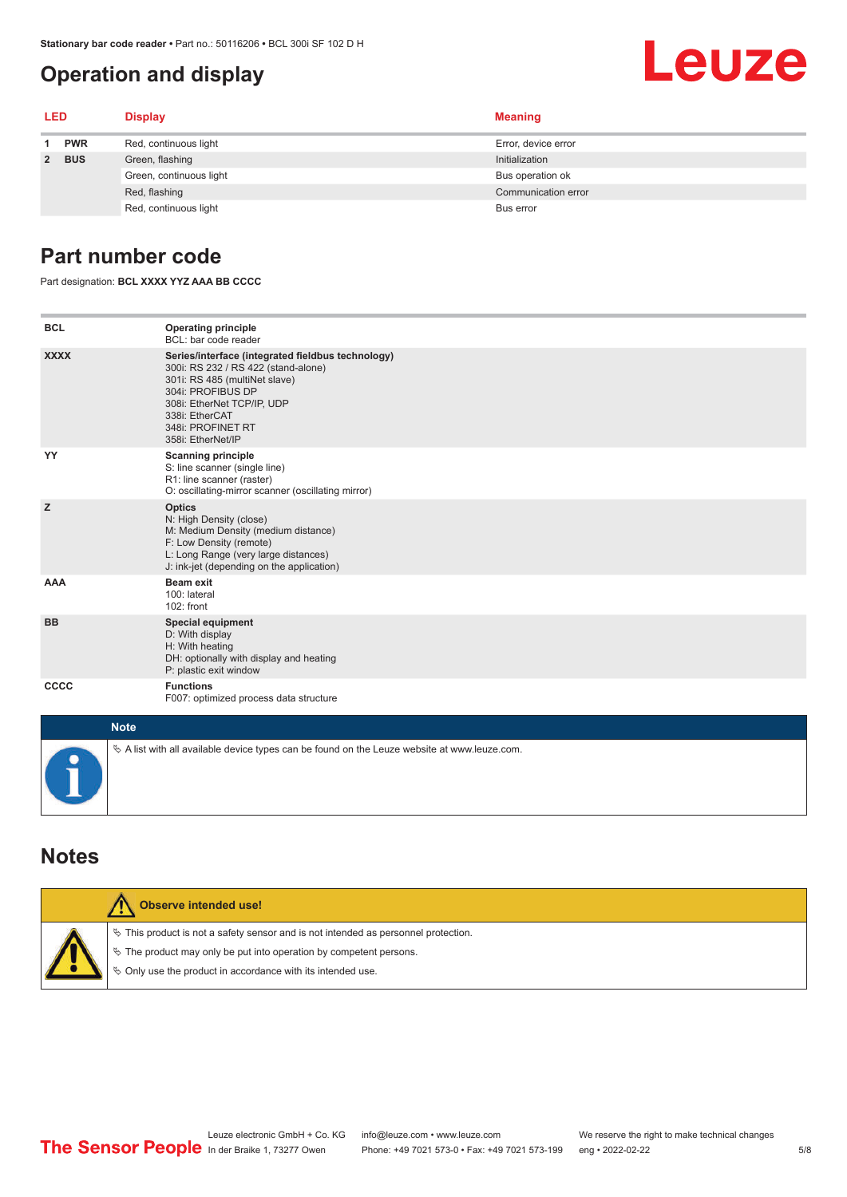# Operation and display

| LED | | Display | Meaning |
|---|---|---|---|
| 1 | PWR | Red, continuous light | Error, device error |
| 2 | BUS | Green, flashing | Initialization |
| | | Green, continuous light | Bus operation ok |
| | | Red, flashing | Communication error |
| | | Red, continuous light | Bus error |

# Part number code

Part designation: **BCL XXXX YYZ AAA BB CCCC**

| | |
|---|---|
| **BCL** | **Operating principle**<br>BCL: bar code reader |
| **XXXX** | **Series/interface (integrated fieldbus technology)**<br>300i: RS 232 / RS 422 (stand-alone)<br>301i: RS 485 (multiNet slave)<br>304i: PROFIBUS DP<br>308i: EtherNet TCP/IP, UDP<br>338i: EtherCAT<br>348i: PROFINET RT<br>358i: EtherNet/IP |
| **YY** | **Scanning principle**<br>S: line scanner (single line)<br>R1: line scanner (raster)<br>O: oscillating-mirror scanner (oscillating mirror) |
| **Z** | **Optics**<br>N: High Density (close)<br>M: Medium Density (medium distance)<br>F: Low Density (remote)<br>L: Long Range (very large distances)<br>J: ink-jet (depending on the application) |
| **AAA** | **Beam exit**<br>100: lateral<br>102: front |
| **BB** | **Special equipment**<br>D: With display<br>H: With heating<br>DH: optionally with display and heating<br>P: plastic exit window |
| **CCCC** | **Functions**<br>F007: optimized process data structure |

**Note**

- A list with all available device types can be found on the Leuze website at www.leuze.com.

# Notes

**Observe intended use!**

- This product is not a safety sensor and is not intended as personnel protection.
- The product may only be put into operation by competent persons.
- Only use the product in accordance with its intended use.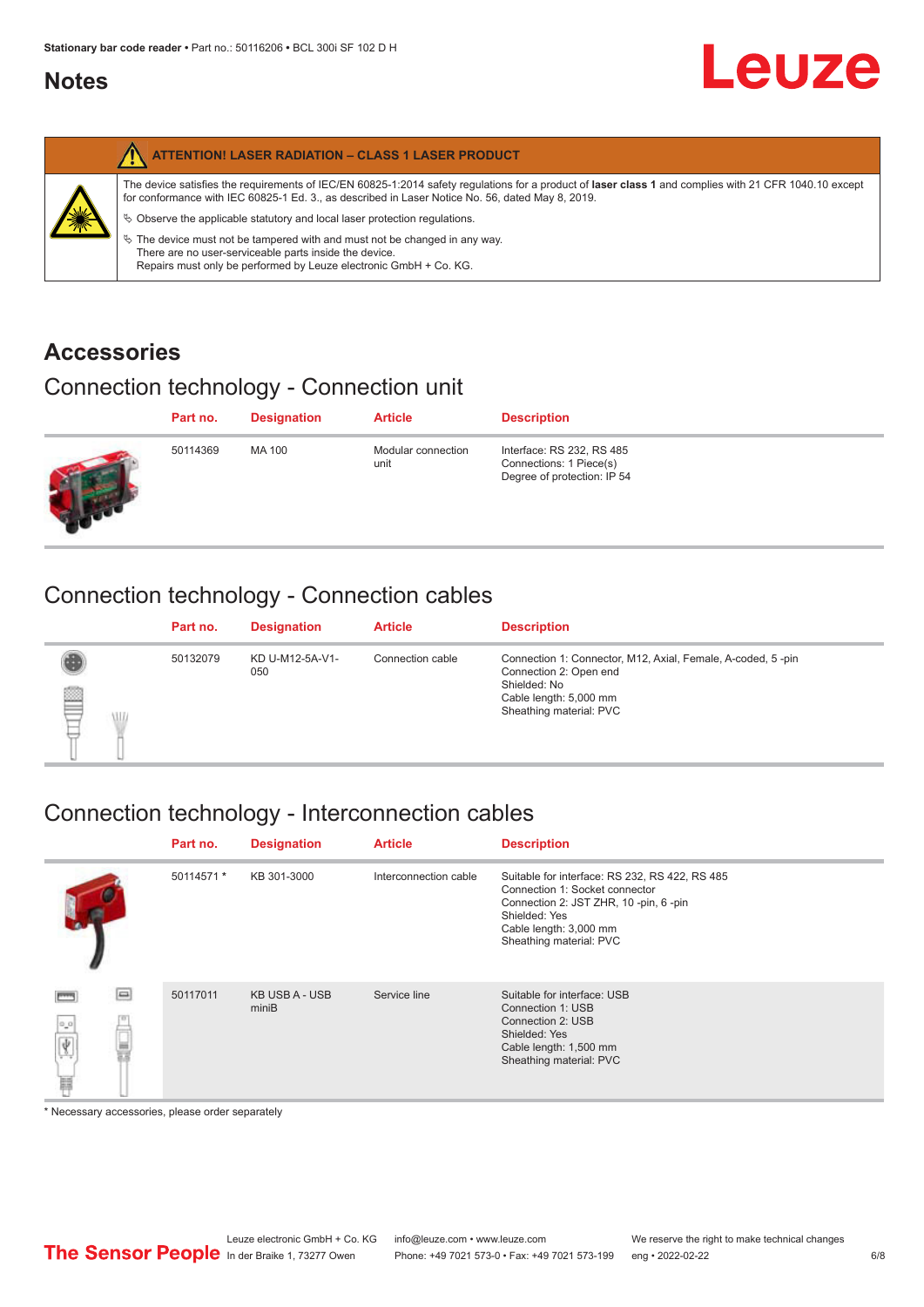# Notes

**ATTENTION! LASER RADIATION – CLASS 1 LASER PRODUCT**

The device satisfies the requirements of IEC/EN 60825-1:2014 safety regulations for a product of **laser class 1** and complies with 21 CFR 1040.10 except for conformance with IEC 60825-1 Ed. 3., as described in Laser Notice No. 56, dated May 8, 2019.

- Observe the applicable statutory and local laser protection regulations.
- The device must not be tampered with and must not be changed in any way. There are no user-serviceable parts inside the device. Repairs must only be performed by Leuze electronic GmbH + Co. KG.

# Accessories

## Connection technology - Connection unit

| Part no. | Designation | Article | Description |
|---|---|---|---|
| 50114369 | MA 100 | Modular connection unit | Interface: RS 232, RS 485<br>Connections: 1 Piece(s)<br>Degree of protection: IP 54 |

## Connection technology - Connection cables

| Part no. | Designation | Article | Description |
|---|---|---|---|
| 50132079 | KD U-M12-5A-V1-050 | Connection cable | Connection 1: Connector, M12, Axial, Female, A-coded, 5 -pin<br>Connection 2: Open end<br>Shielded: No<br>Cable length: 5,000 mm<br>Sheathing material: PVC |

## Connection technology - Interconnection cables

| Part no. | Designation | Article | Description |
|---|---|---|---|
| 50114571 * | KB 301-3000 | Interconnection cable | Suitable for interface: RS 232, RS 422, RS 485<br>Connection 1: Socket connector<br>Connection 2: JST ZHR, 10 -pin, 6 -pin<br>Shielded: Yes<br>Cable length: 3,000 mm<br>Sheathing material: PVC |
| 50117011 | KB USB A - USB miniB | Service line | Suitable for interface: USB<br>Connection 1: USB<br>Connection 2: USB<br>Shielded: Yes<br>Cable length: 1,500 mm<br>Sheathing material: PVC |

* Necessary accessories, please order separately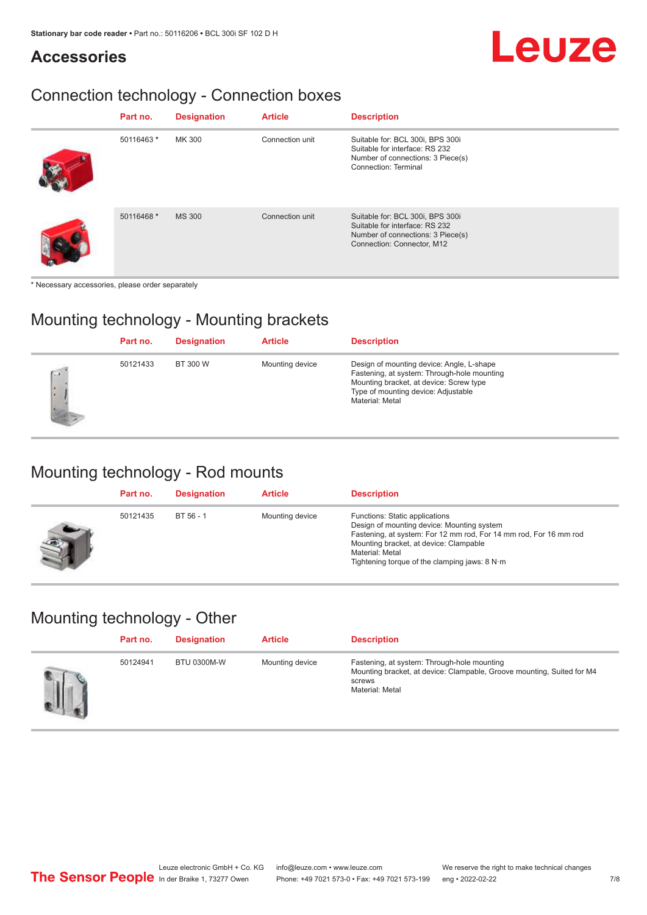## Accessories

### Connection technology - Connection boxes

| Part no. | Designation | Article | Description |
|---|---|---|---|
| 50116463 * | MK 300 | Connection unit | Suitable for: BCL 300i, BPS 300i<br>Suitable for interface: RS 232<br>Number of connections: 3 Piece(s)<br>Connection: Terminal |
| 50116468 * | MS 300 | Connection unit | Suitable for: BCL 300i, BPS 300i<br>Suitable for interface: RS 232<br>Number of connections: 3 Piece(s)<br>Connection: Connector, M12 |

* Necessary accessories, please order separately

### Mounting technology - Mounting brackets

| Part no. | Designation | Article | Description |
|---|---|---|---|
| 50121433 | BT 300 W | Mounting device | Design of mounting device: Angle, L-shape<br>Fastening, at system: Through-hole mounting<br>Mounting bracket, at device: Screw type<br>Type of mounting device: Adjustable<br>Material: Metal |

### Mounting technology - Rod mounts

| Part no. | Designation | Article | Description |
|---|---|---|---|
| 50121435 | BT 56 - 1 | Mounting device | Functions: Static applications<br>Design of mounting device: Mounting system<br>Fastening, at system: For 12 mm rod, For 14 mm rod, For 16 mm rod<br>Mounting bracket, at device: Clampable<br>Material: Metal<br>Tightening torque of the clamping jaws: 8 N·m |

### Mounting technology - Other

| Part no. | Designation | Article | Description |
|---|---|---|---|
| 50124941 | BTU 0300M-W | Mounting device | Fastening, at system: Through-hole mounting<br>Mounting bracket, at device: Clampable, Groove mounting, Suited for M4 screws<br>Material: Metal |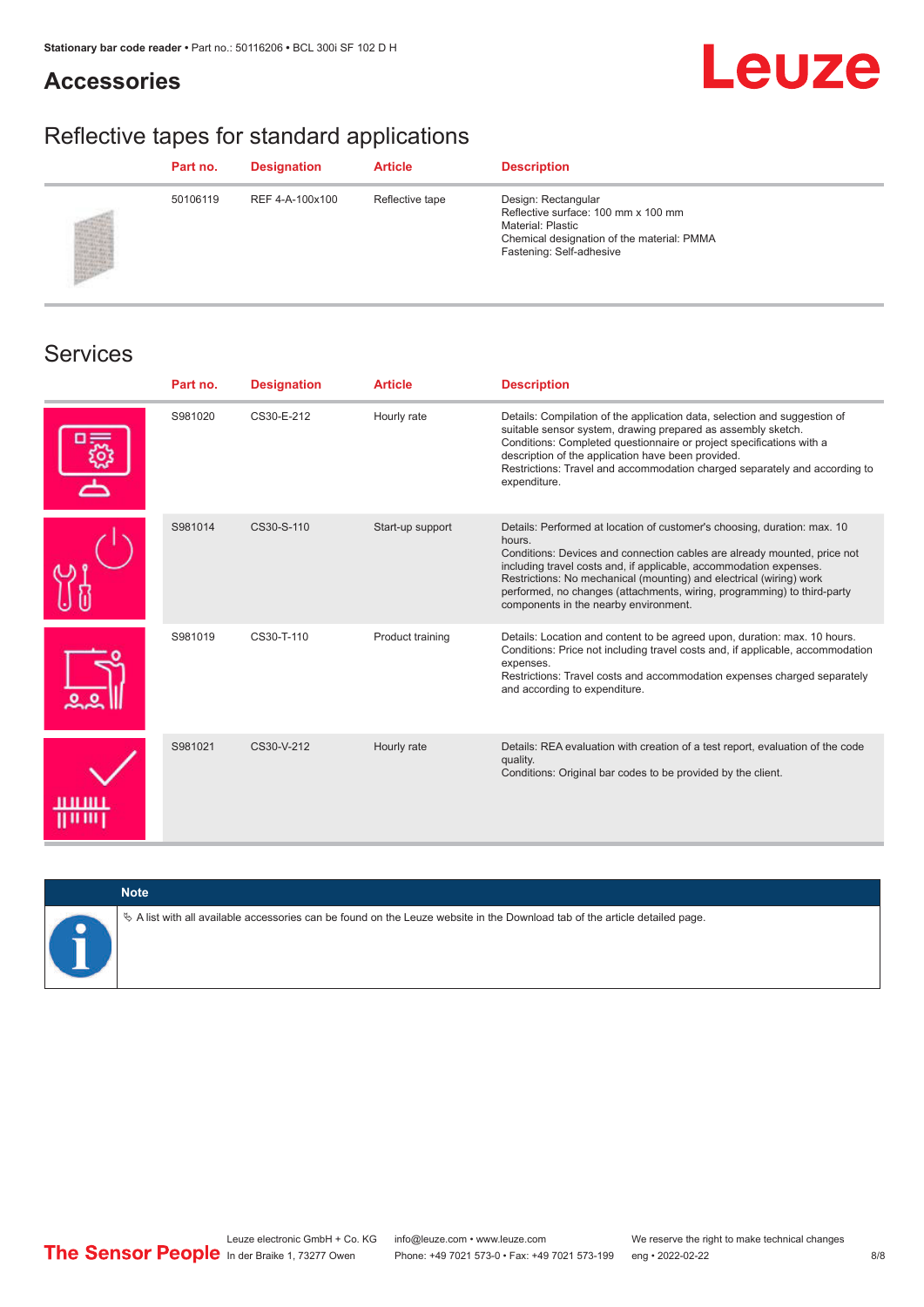## Accessories

### Reflective tapes for standard applications

| | Part no. | Designation | Article | Description |
|---|---|---|---|---|
| | 50106119 | REF 4-A-100x100 | Reflective tape | Design: Rectangular<br>Reflective surface: 100 mm x 100 mm<br>Material: Plastic<br>Chemical designation of the material: PMMA<br>Fastening: Self-adhesive |

### Services

| | Part no. | Designation | Article | Description |
|---|---|---|---|---|
| | S981020 | CS30-E-212 | Hourly rate | Details: Compilation of the application data, selection and suggestion of suitable sensor system, drawing prepared as assembly sketch.<br>Conditions: Completed questionnaire or project specifications with a description of the application have been provided.<br>Restrictions: Travel and accommodation charged separately and according to expenditure. |
| | S981014 | CS30-S-110 | Start-up support | Details: Performed at location of customer's choosing, duration: max. 10 hours.<br>Conditions: Devices and connection cables are already mounted, price not including travel costs and, if applicable, accommodation expenses.<br>Restrictions: No mechanical (mounting) and electrical (wiring) work performed, no changes (attachments, wiring, programming) to third-party components in the nearby environment. |
| | S981019 | CS30-T-110 | Product training | Details: Location and content to be agreed upon, duration: max. 10 hours.<br>Conditions: Price not including travel costs and, if applicable, accommodation expenses.<br>Restrictions: Travel costs and accommodation expenses charged separately and according to expenditure. |
| | S981021 | CS30-V-212 | Hourly rate | Details: REA evaluation with creation of a test report, evaluation of the code quality.<br>Conditions: Original bar codes to be provided by the client. |

**Note**

↳ A list with all available accessories can be found on the Leuze website in the Download tab of the article detailed page.